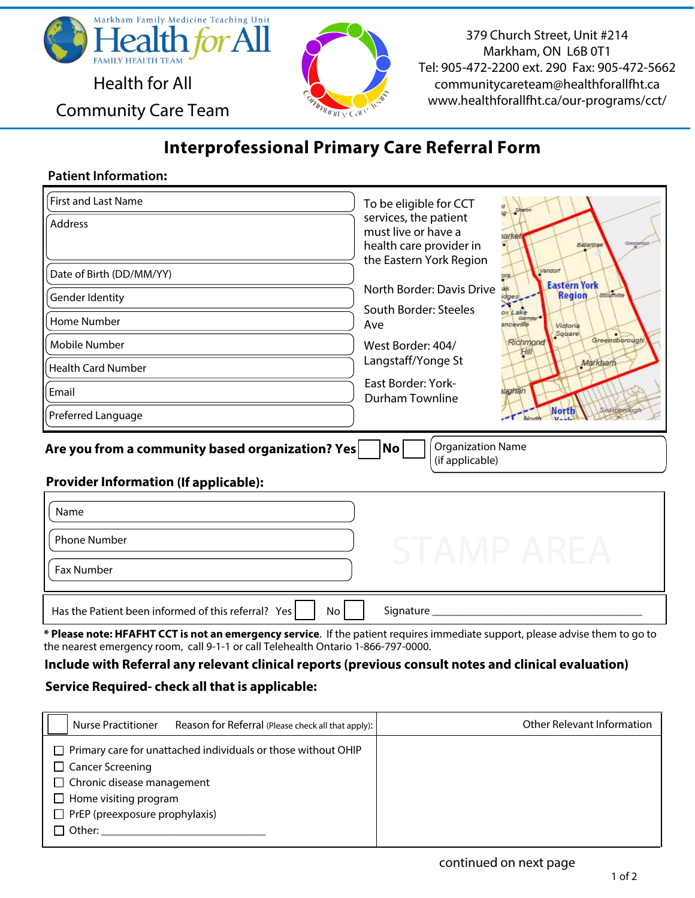Markham Family Medicine Teaching Unit
Health for All FAMILY HEALTH TEAM

Health for All
Community Care Team

379 Church Street, Unit #214
Markham, ON L6B 0T1
Tel: 905-472-2200 ext. 290 Fax: 905-472-5662
communitycareteam@healthforallfht.ca
www.healthforallfht.ca/our-programs/cct/

# Interprofessional Primary Care Referral Form

## Patient Information:

First and Last Name

Address

Date of Birth (DD/MM/YY)

Gender Identity

Home Number

Mobile Number

Health Card Number

Email

Preferred Language

To be eligible for CCT services, the patient must live or have a health care provider in the Eastern York Region

North Border: Davis Drive

South Border: Steeles Ave

West Border: 404/ Langstaff/Yonge St

East Border: York-Durham Townline

**Are you from a community based organization? Yes ☐ No ☐** Organization Name (if applicable)

## Provider Information (If applicable):

Name

Phone Number

Fax Number

STAMP AREA

Has the Patient been informed of this referral? Yes ☐ No ☐ Signature ____________________________________

**\* Please note: HFAFHT CCT is not an emergency service**. If the patient requires immediate support, please advise them to go to the nearest emergency room, call 9-1-1 or call Telehealth Ontario 1-866-797-0000.

**Include with Referral any relevant clinical reports (previous consult notes and clinical evaluation)**

**Service Required- check all that is applicable:**

| ☐ Nurse Practitioner Reason for Referral (Please check all that apply): | Other Relevant Information |
|---|---|
| ☐ Primary care for unattached individuals or those without OHIP<br>☐ Cancer Screening<br>☐ Chronic disease management<br>☐ Home visiting program<br>☐ PrEP (preexposure prophylaxis)<br>☐ Other: ______________________________ | |

continued on next page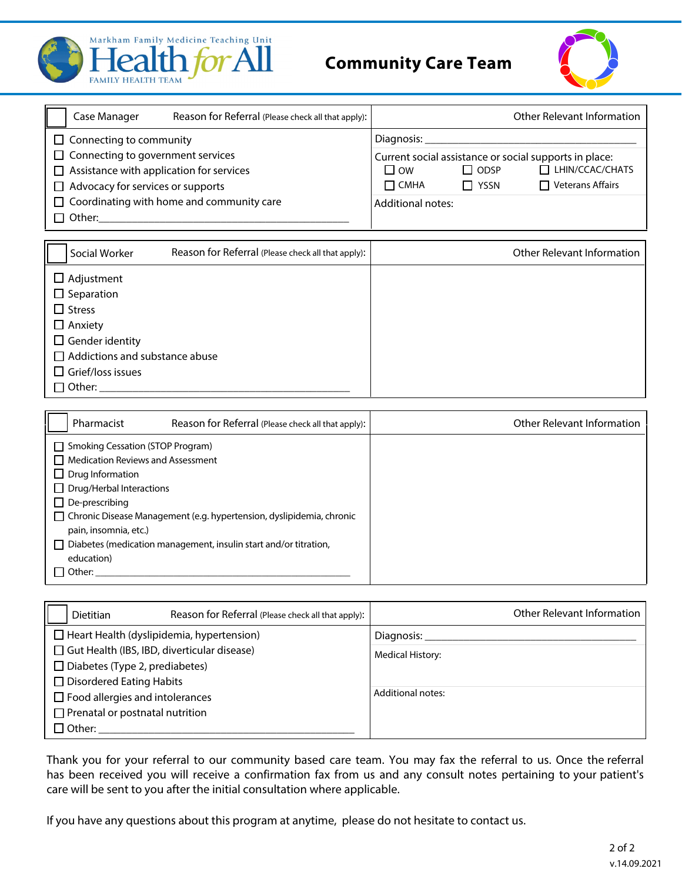Markham Family Medicine Teaching Unit
Health for All
FAMILY HEALTH TEAM

# Community Care Team

| ☐ Case Manager — Reason for Referral (Please check all that apply): | Other Relevant Information |
|---|---|
| ☐ Connecting to community<br>☐ Connecting to government services<br>☐ Assistance with application for services<br>☐ Advocacy for services or supports<br>☐ Coordinating with home and community care<br>☐ Other:____________________ | Diagnosis: ____________________<br>Current social assistance or social supports in place:<br>☐ OW ☐ ODSP ☐ LHIN/CCAC/CHATS<br>☐ CMHA ☐ YSSN ☐ Veterans Affairs<br>Additional notes: |

| ☐ Social Worker — Reason for Referral (Please check all that apply): | Other Relevant Information |
|---|---|
| ☐ Adjustment<br>☐ Separation<br>☐ Stress<br>☐ Anxiety<br>☐ Gender identity<br>☐ Addictions and substance abuse<br>☐ Grief/loss issues<br>☐ Other: ____________________ | |

| ☐ Pharmacist — Reason for Referral (Please check all that apply): | Other Relevant Information |
|---|---|
| ☐ Smoking Cessation (STOP Program)<br>☐ Medication Reviews and Assessment<br>☐ Drug Information<br>☐ Drug/Herbal Interactions<br>☐ De-prescribing<br>☐ Chronic Disease Management (e.g. hypertension, dyslipidemia, chronic pain, insomnia, etc.)<br>☐ Diabetes (medication management, insulin start and/or titration, education)<br>☐ Other: ____________________ | |

| ☐ Dietitian — Reason for Referral (Please check all that apply): | Other Relevant Information |
|---|---|
| ☐ Heart Health (dyslipidemia, hypertension)<br>☐ Gut Health (IBS, IBD, diverticular disease)<br>☐ Diabetes (Type 2, prediabetes)<br>☐ Disordered Eating Habits<br>☐ Food allergies and intolerances<br>☐ Prenatal or postnatal nutrition<br>☐ Other: ____________________ | Diagnosis: ____________________<br>Medical History:<br>Additional notes: |

Thank you for your referral to our community based care team. You may fax the referral to us. Once the referral has been received you will receive a confirmation fax from us and any consult notes pertaining to your patient's care will be sent to you after the initial consultation where applicable.

If you have any questions about this program at anytime, please do not hesitate to contact us.

v.14.09.2021